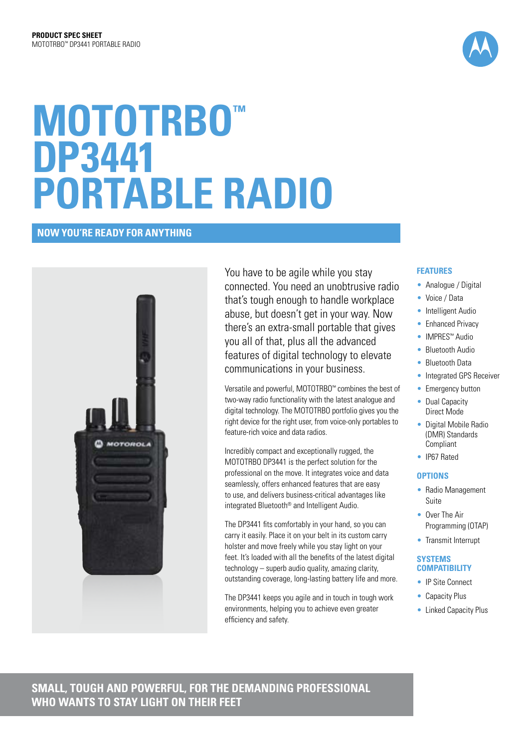**PRODUCT SPEC SHEET**
MOTOTRBO™ DP3441 PORTABLE RADIO

# MOTOTRBO™ DP3441 PORTABLE RADIO

## NOW YOU'RE READY FOR ANYTHING

You have to be agile while you stay connected. You need an unobtrusive radio that's tough enough to handle workplace abuse, but doesn't get in your way. Now there's an extra-small portable that gives you all of that, plus all the advanced features of digital technology to elevate communications in your business.

Versatile and powerful, MOTOTRBO™ combines the best of two-way radio functionality with the latest analogue and digital technology. The MOTOTRBO portfolio gives you the right device for the right user, from voice-only portables to feature-rich voice and data radios.

Incredibly compact and exceptionally rugged, the MOTOTRBO DP3441 is the perfect solution for the professional on the move. It integrates voice and data seamlessly, offers enhanced features that are easy to use, and delivers business-critical advantages like integrated Bluetooth® and Intelligent Audio.

The DP3441 fits comfortably in your hand, so you can carry it easily. Place it on your belt in its custom carry holster and move freely while you stay light on your feet. It's loaded with all the benefits of the latest digital technology – superb audio quality, amazing clarity, outstanding coverage, long-lasting battery life and more.

The DP3441 keeps you agile and in touch in tough work environments, helping you to achieve even greater efficiency and safety.

### FEATURES

- Analogue / Digital
- Voice / Data
- Intelligent Audio
- Enhanced Privacy
- IMPRES™ Audio
- Bluetooth Audio
- Bluetooth Data
- Integrated GPS Receiver
- Emergency button
- Dual Capacity Direct Mode
- Digital Mobile Radio (DMR) Standards Compliant
- IP67 Rated

### OPTIONS

- Radio Management Suite
- Over The Air Programming (OTAP)
- Transmit Interrupt

### SYSTEMS COMPATIBILITY

- IP Site Connect
- Capacity Plus
- Linked Capacity Plus

**SMALL, TOUGH AND POWERFUL, FOR THE DEMANDING PROFESSIONAL WHO WANTS TO STAY LIGHT ON THEIR FEET**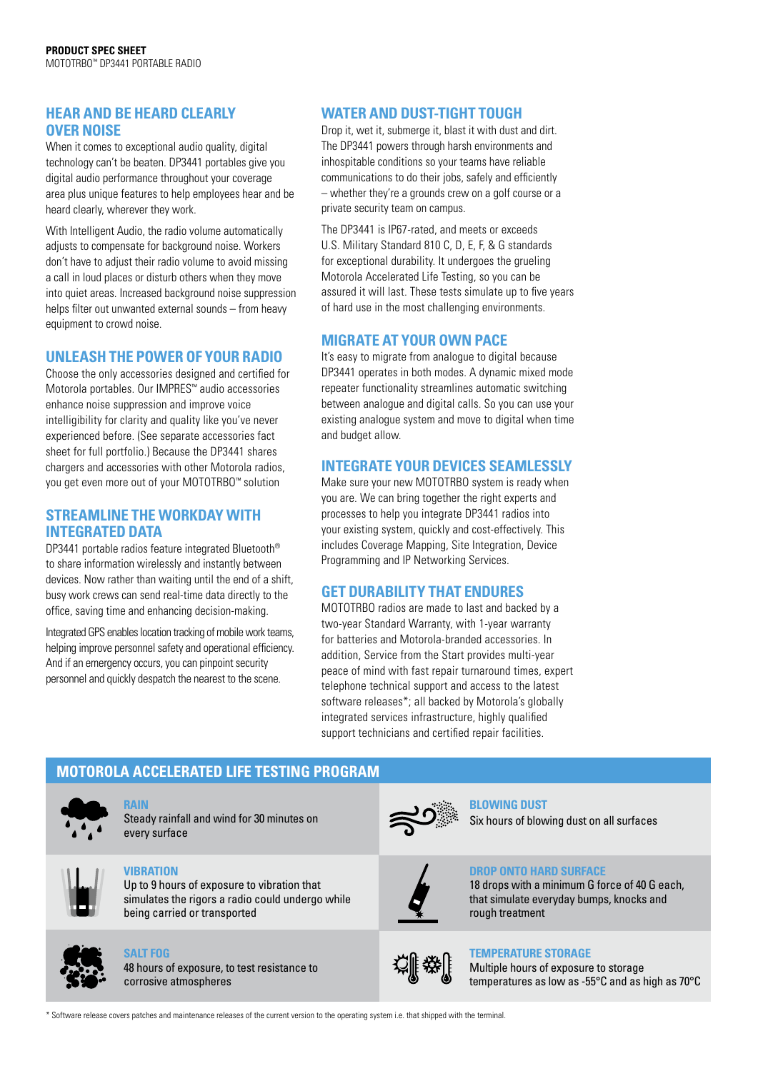**PRODUCT SPEC SHEET**
MOTOTRBO™ DP3441 PORTABLE RADIO

## HEAR AND BE HEARD CLEARLY OVER NOISE

When it comes to exceptional audio quality, digital technology can't be beaten. DP3441 portables give you digital audio performance throughout your coverage area plus unique features to help employees hear and be heard clearly, wherever they work.

With Intelligent Audio, the radio volume automatically adjusts to compensate for background noise. Workers don't have to adjust their radio volume to avoid missing a call in loud places or disturb others when they move into quiet areas. Increased background noise suppression helps filter out unwanted external sounds – from heavy equipment to crowd noise.

## UNLEASH THE POWER OF YOUR RADIO

Choose the only accessories designed and certified for Motorola portables. Our IMPRES™ audio accessories enhance noise suppression and improve voice intelligibility for clarity and quality like you've never experienced before. (See separate accessories fact sheet for full portfolio.) Because the DP3441 shares chargers and accessories with other Motorola radios, you get even more out of your MOTOTRBO™ solution

## STREAMLINE THE WORKDAY WITH INTEGRATED DATA

DP3441 portable radios feature integrated Bluetooth® to share information wirelessly and instantly between devices. Now rather than waiting until the end of a shift, busy work crews can send real-time data directly to the office, saving time and enhancing decision-making.

Integrated GPS enables location tracking of mobile work teams, helping improve personnel safety and operational efficiency. And if an emergency occurs, you can pinpoint security personnel and quickly despatch the nearest to the scene.

## WATER AND DUST-TIGHT TOUGH

Drop it, wet it, submerge it, blast it with dust and dirt. The DP3441 powers through harsh environments and inhospitable conditions so your teams have reliable communications to do their jobs, safely and efficiently – whether they're a grounds crew on a golf course or a private security team on campus.

The DP3441 is IP67-rated, and meets or exceeds U.S. Military Standard 810 C, D, E, F, & G standards for exceptional durability. It undergoes the grueling Motorola Accelerated Life Testing, so you can be assured it will last. These tests simulate up to five years of hard use in the most challenging environments.

## MIGRATE AT YOUR OWN PACE

It's easy to migrate from analogue to digital because DP3441 operates in both modes. A dynamic mixed mode repeater functionality streamlines automatic switching between analogue and digital calls. So you can use your existing analogue system and move to digital when time and budget allow.

## INTEGRATE YOUR DEVICES SEAMLESSLY

Make sure your new MOTOTRBO system is ready when you are. We can bring together the right experts and processes to help you integrate DP3441 radios into your existing system, quickly and cost-effectively. This includes Coverage Mapping, Site Integration, Device Programming and IP Networking Services.

## GET DURABILITY THAT ENDURES

MOTOTRBO radios are made to last and backed by a two-year Standard Warranty, with 1-year warranty for batteries and Motorola-branded accessories. In addition, Service from the Start provides multi-year peace of mind with fast repair turnaround times, expert telephone technical support and access to the latest software releases*; all backed by Motorola's globally integrated services infrastructure, highly qualified support technicians and certified repair facilities.

## MOTOROLA ACCELERATED LIFE TESTING PROGRAM

**RAIN**
Steady rainfall and wind for 30 minutes on every surface

**BLOWING DUST**
Six hours of blowing dust on all surfaces

**VIBRATION**
Up to 9 hours of exposure to vibration that simulates the rigors a radio could undergo while being carried or transported

**DROP ONTO HARD SURFACE**
18 drops with a minimum G force of 40 G each, that simulate everyday bumps, knocks and rough treatment

**SALT FOG**
48 hours of exposure, to test resistance to corrosive atmospheres

**TEMPERATURE STORAGE**
Multiple hours of exposure to storage temperatures as low as -55°C and as high as 70°C

\* Software release covers patches and maintenance releases of the current version to the operating system i.e. that shipped with the terminal.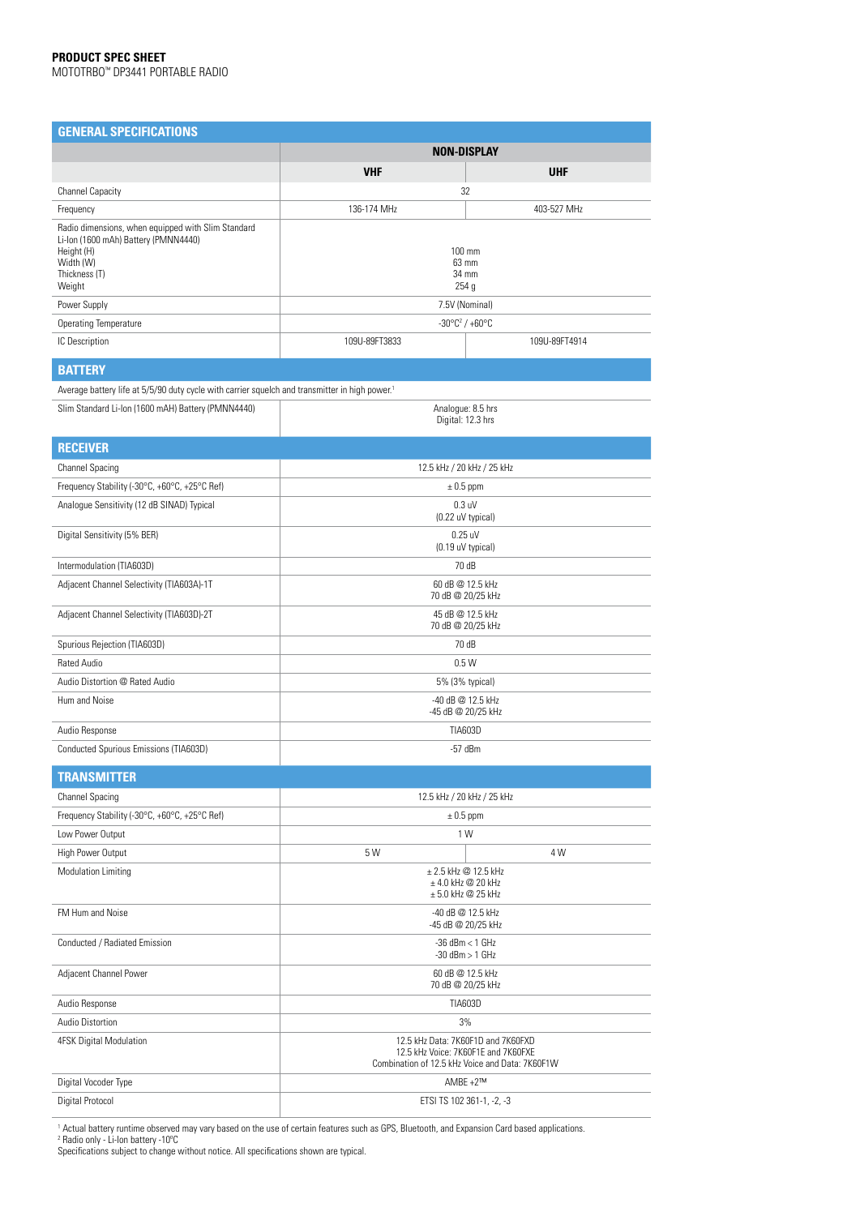**PRODUCT SPEC SHEET**
MOTOTRBO™ DP3441 PORTABLE RADIO

## GENERAL SPECIFICATIONS

| | NON-DISPLAY | |
|---|---|---|
| | **VHF** | **UHF** |
| Channel Capacity | 32 | |
| Frequency | 136-174 MHz | 403-527 MHz |
| Radio dimensions, when equipped with Slim Standard Li-Ion (1600 mAh) Battery (PMNN4440)<br>Height (H)<br>Width (W)<br>Thickness (T)<br>Weight | 100 mm<br>63 mm<br>34 mm<br>254 g | |
| Power Supply | 7.5V (Nominal) | |
| Operating Temperature | -30°C[2] / +60°C | |
| IC Description | 109U-89FT3833 | 109U-89FT4914 |

## BATTERY

Average battery life at 5/5/90 duty cycle with carrier squelch and transmitter in high power.[1]

| | |
|---|---|
| Slim Standard Li-Ion (1600 mAH) Battery (PMNN4440) | Analogue: 8.5 hrs<br>Digital: 12.3 hrs |

## RECEIVER

| | |
|---|---|
| Channel Spacing | 12.5 kHz / 20 kHz / 25 kHz |
| Frequency Stability (-30°C, +60°C, +25°C Ref) | ± 0.5 ppm |
| Analogue Sensitivity (12 dB SINAD) Typical | 0.3 uV<br>(0.22 uV typical) |
| Digital Sensitivity (5% BER) | 0.25 uV<br>(0.19 uV typical) |
| Intermodulation (TIA603D) | 70 dB |
| Adjacent Channel Selectivity (TIA603A)-1T | 60 dB @ 12.5 kHz<br>70 dB @ 20/25 kHz |
| Adjacent Channel Selectivity (TIA603D)-2T | 45 dB @ 12.5 kHz<br>70 dB @ 20/25 kHz |
| Spurious Rejection (TIA603D) | 70 dB |
| Rated Audio | 0.5 W |
| Audio Distortion @ Rated Audio | 5% (3% typical) |
| Hum and Noise | -40 dB @ 12.5 kHz<br>-45 dB @ 20/25 kHz |
| Audio Response | TIA603D |
| Conducted Spurious Emissions (TIA603D) | -57 dBm |

## TRANSMITTER

| | | |
|---|---|---|
| Channel Spacing | 12.5 kHz / 20 kHz / 25 kHz | |
| Frequency Stability (-30°C, +60°C, +25°C Ref) | ± 0.5 ppm | |
| Low Power Output | 1 W | |
| High Power Output | 5 W | 4 W |
| Modulation Limiting | ± 2.5 kHz @ 12.5 kHz<br>± 4.0 kHz @ 20 kHz<br>± 5.0 kHz @ 25 kHz | |
| FM Hum and Noise | -40 dB @ 12.5 kHz<br>-45 dB @ 20/25 kHz | |
| Conducted / Radiated Emission | -36 dBm < 1 GHz<br>-30 dBm > 1 GHz | |
| Adjacent Channel Power | 60 dB @ 12.5 kHz<br>70 dB @ 20/25 kHz | |
| Audio Response | TIA603D | |
| Audio Distortion | 3% | |
| 4FSK Digital Modulation | 12.5 kHz Data: 7K60F1D and 7K60FXD<br>12.5 kHz Voice: 7K60F1E and 7K60FXE<br>Combination of 12.5 kHz Voice and Data: 7K60F1W | |
| Digital Vocoder Type | AMBE +2™ | |
| Digital Protocol | ETSI TS 102 361-1, -2, -3 | |

[1] Actual battery runtime observed may vary based on the use of certain features such as GPS, Bluetooth, and Expansion Card based applications.
[2] Radio only - Li-Ion battery -10°C
Specifications subject to change without notice. All specifications shown are typical.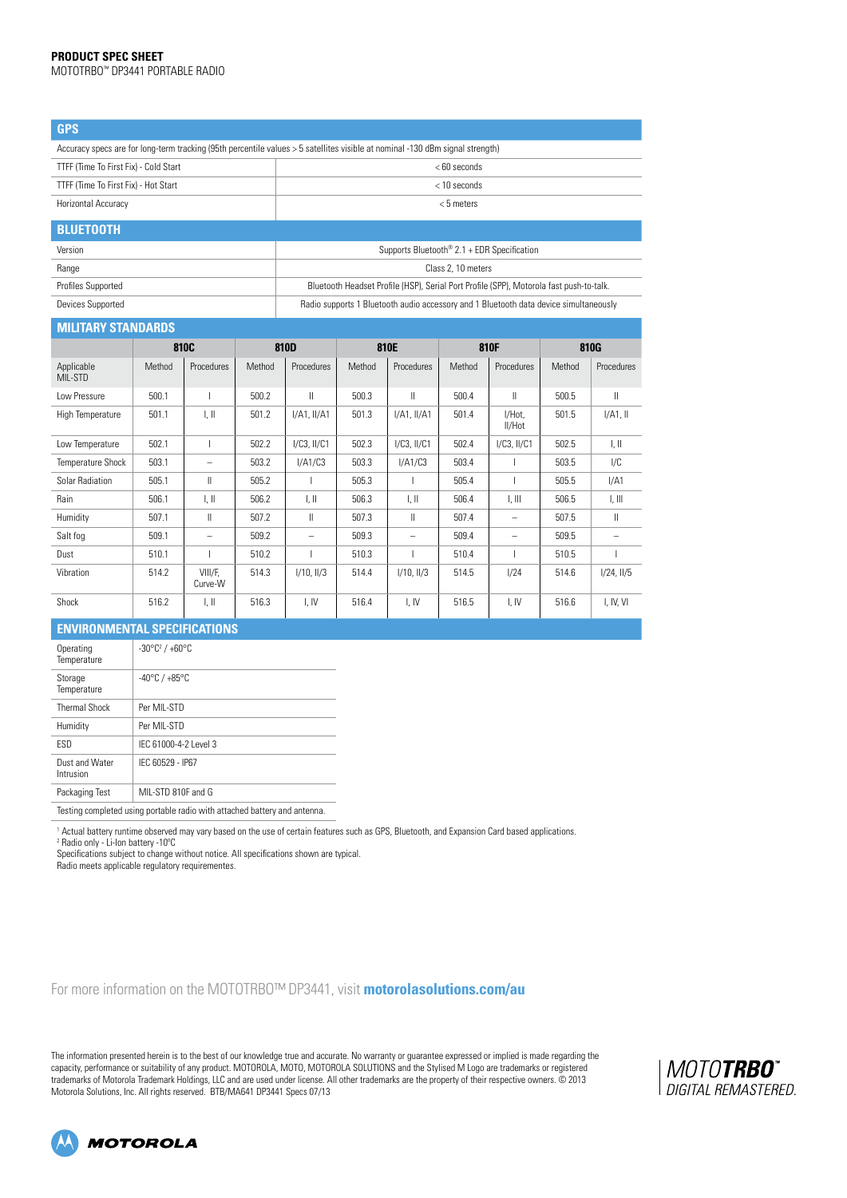**PRODUCT SPEC SHEET**
MOTOTRBO™ DP3441 PORTABLE RADIO

## GPS

Accuracy specs are for long-term tracking (95th percentile values > 5 satellites visible at nominal -130 dBm signal strength)

| | |
|---|---|
| TTFF (Time To First Fix) - Cold Start | < 60 seconds |
| TTFF (Time To First Fix) - Hot Start | < 10 seconds |
| Horizontal Accuracy | < 5 meters |

## BLUETOOTH

| | |
|---|---|
| Version | Supports Bluetooth® 2.1 + EDR Specification |
| Range | Class 2, 10 meters |
| Profiles Supported | Bluetooth Headset Profile (HSP), Serial Port Profile (SPP), Motorola fast push-to-talk. |
| Devices Supported | Radio supports 1 Bluetooth audio accessory and 1 Bluetooth data device simultaneously |

## MILITARY STANDARDS

| | 810C | | 810D | | 810E | | 810F | | 810G | |
|---|---|---|---|---|---|---|---|---|---|---|
| Applicable MIL-STD | Method | Procedures | Method | Procedures | Method | Procedures | Method | Procedures | Method | Procedures |
| Low Pressure | 500.1 | I | 500.2 | II | 500.3 | II | 500.4 | II | 500.5 | II |
| High Temperature | 501.1 | I, II | 501.2 | I/A1, II/A1 | 501.3 | I/A1, II/A1 | 501.4 | I/Hot, II/Hot | 501.5 | I/A1, II |
| Low Temperature | 502.1 | I | 502.2 | I/C3, II/C1 | 502.3 | I/C3, II/C1 | 502.4 | I/C3, II/C1 | 502.5 | I, II |
| Temperature Shock | 503.1 | – | 503.2 | I/A1/C3 | 503.3 | I/A1/C3 | 503.4 | I | 503.5 | I/C |
| Solar Radiation | 505.1 | II | 505.2 | I | 505.3 | I | 505.4 | I | 505.5 | I/A1 |
| Rain | 506.1 | I, II | 506.2 | I, II | 506.3 | I, II | 506.4 | I, III | 506.5 | I, III |
| Humidity | 507.1 | II | 507.2 | II | 507.3 | II | 507.4 | – | 507.5 | II |
| Salt fog | 509.1 | – | 509.2 | – | 509.3 | – | 509.4 | – | 509.5 | – |
| Dust | 510.1 | I | 510.2 | I | 510.3 | I | 510.4 | I | 510.5 | I |
| Vibration | 514.2 | VIII/F, Curve-W | 514.3 | I/10, II/3 | 514.4 | I/10, II/3 | 514.5 | I/24 | 514.6 | I/24, II/5 |
| Shock | 516.2 | I, II | 516.3 | I, IV | 516.4 | I, IV | 516.5 | I, IV | 516.6 | I, IV, VI |

## ENVIRONMENTAL SPECIFICATIONS

| | |
|---|---|
| Operating Temperature | -30°C[2] / +60°C |
| Storage Temperature | -40°C / +85°C |
| Thermal Shock | Per MIL-STD |
| Humidity | Per MIL-STD |
| ESD | IEC 61000-4-2 Level 3 |
| Dust and Water Intrusion | IEC 60529 - IP67 |
| Packaging Test | MIL-STD 810F and G |

Testing completed using portable radio with attached battery and antenna.

[1] Actual battery runtime observed may vary based on the use of certain features such as GPS, Bluetooth, and Expansion Card based applications.
[2] Radio only - Li-Ion battery -10ºC
Specifications subject to change without notice. All specifications shown are typical.
Radio meets applicable regulatory requirementes.

For more information on the MOTOTRBO™ DP3441, visit **motorolasolutions.com/au**

The information presented herein is to the best of our knowledge true and accurate. No warranty or guarantee expressed or implied is made regarding the capacity, performance or suitability of any product. MOTOROLA, MOTO, MOTOROLA SOLUTIONS and the Stylised M Logo are trademarks or registered trademarks of Motorola Trademark Holdings, LLC and are used under license. All other trademarks are the property of their respective owners. © 2013 Motorola Solutions, Inc. All rights reserved. BTB/MA641 DP3441 Specs 07/13

MOTOTRBO™ DIGITAL REMASTERED.

MOTOROLA